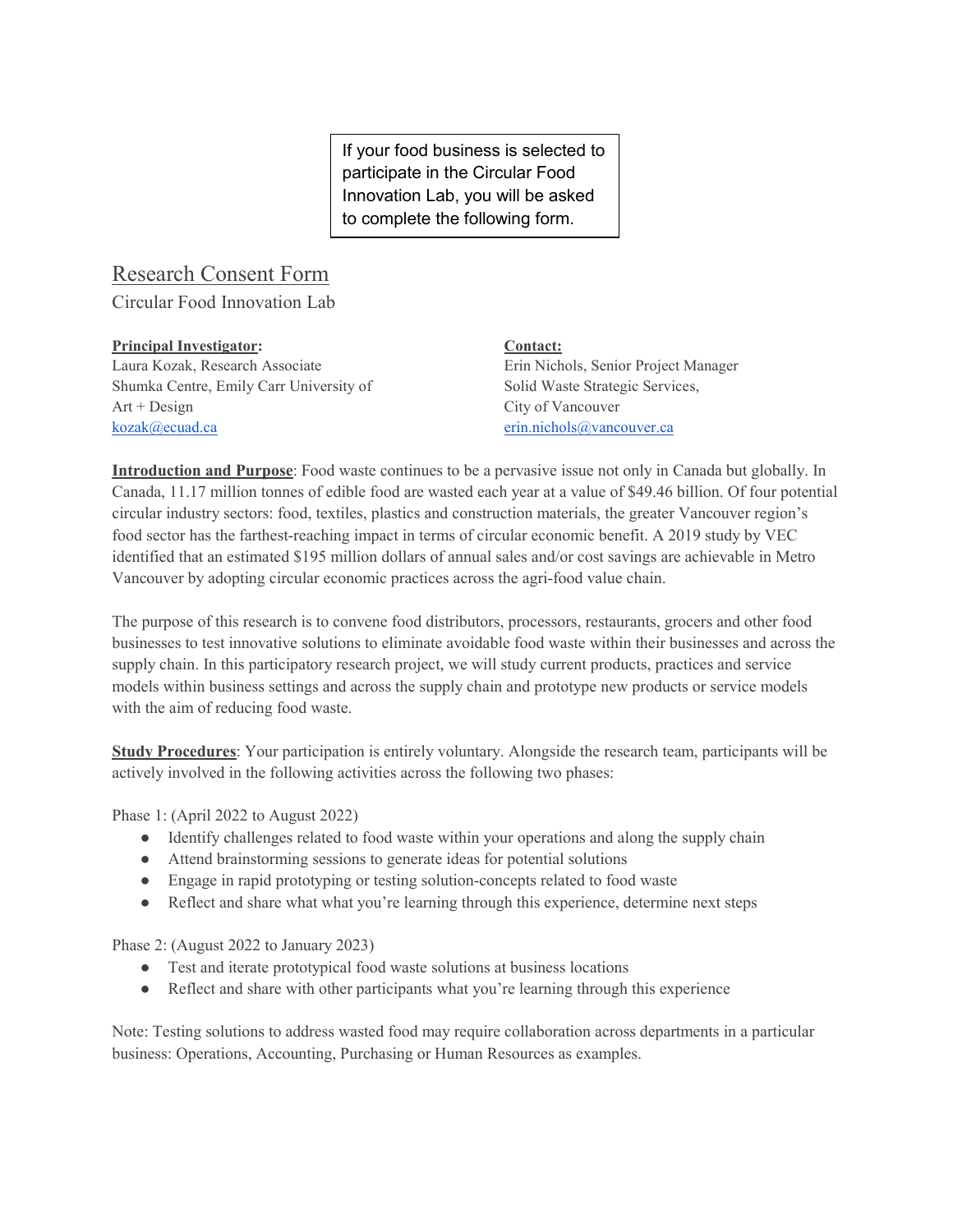If your food business is selected to participate in the Circular Food Innovation Lab, you will be asked to complete the following form.

# Research Consent Form

Circular Food Innovation Lab

**Principal Investigator:**
Laura Kozak, Research Associate
Shumka Centre, Emily Carr University of Art + Design
kozak@ecuad.ca

**Contact:**
Erin Nichols, Senior Project Manager
Solid Waste Strategic Services,
City of Vancouver
erin.nichols@vancouver.ca

**Introduction and Purpose**: Food waste continues to be a pervasive issue not only in Canada but globally. In Canada, 11.17 million tonnes of edible food are wasted each year at a value of $49.46 billion. Of four potential circular industry sectors: food, textiles, plastics and construction materials, the greater Vancouver region's food sector has the farthest-reaching impact in terms of circular economic benefit. A 2019 study by VEC identified that an estimated $195 million dollars of annual sales and/or cost savings are achievable in Metro Vancouver by adopting circular economic practices across the agri-food value chain.

The purpose of this research is to convene food distributors, processors, restaurants, grocers and other food businesses to test innovative solutions to eliminate avoidable food waste within their businesses and across the supply chain. In this participatory research project, we will study current products, practices and service models within business settings and across the supply chain and prototype new products or service models with the aim of reducing food waste.

**Study Procedures**: Your participation is entirely voluntary. Alongside the research team, participants will be actively involved in the following activities across the following two phases:

Phase 1: (April 2022 to August 2022)

- Identify challenges related to food waste within your operations and along the supply chain
- Attend brainstorming sessions to generate ideas for potential solutions
- Engage in rapid prototyping or testing solution-concepts related to food waste
- Reflect and share what what you're learning through this experience, determine next steps

Phase 2: (August 2022 to January 2023)

- Test and iterate prototypical food waste solutions at business locations
- Reflect and share with other participants what you're learning through this experience

Note: Testing solutions to address wasted food may require collaboration across departments in a particular business: Operations, Accounting, Purchasing or Human Resources as examples.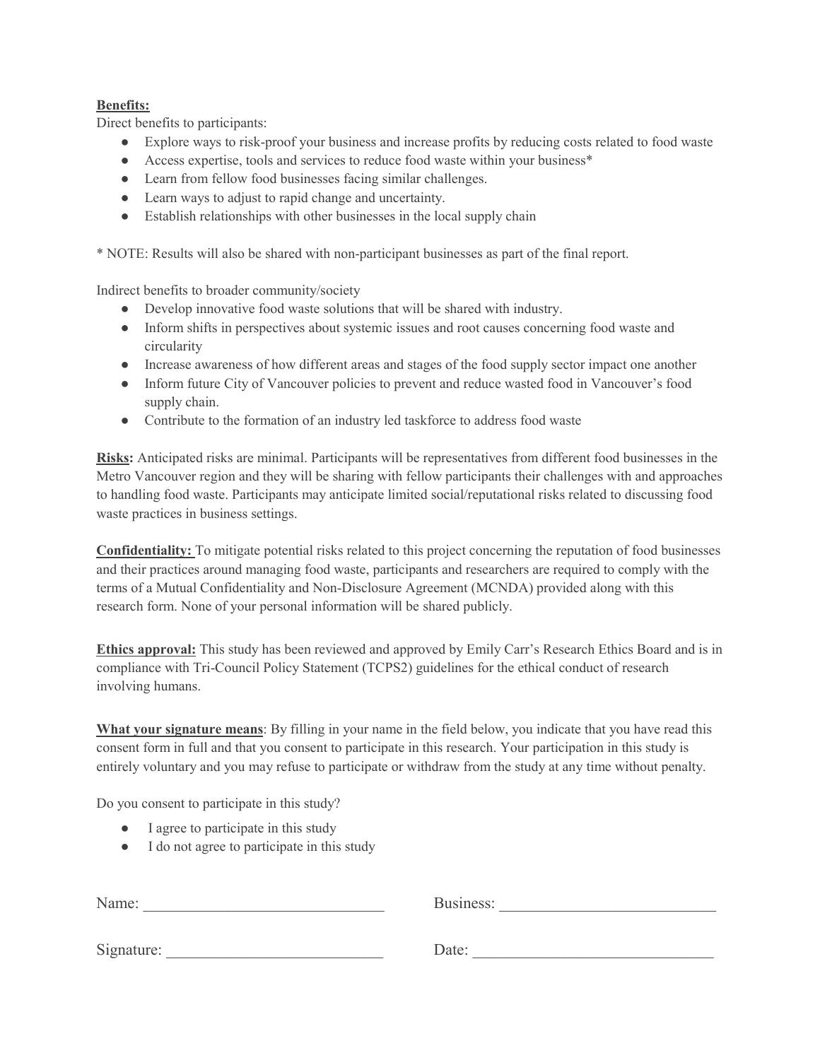**Benefits:**

Direct benefits to participants:

- Explore ways to risk-proof your business and increase profits by reducing costs related to food waste
- Access expertise, tools and services to reduce food waste within your business*
- Learn from fellow food businesses facing similar challenges.
- Learn ways to adjust to rapid change and uncertainty.
- Establish relationships with other businesses in the local supply chain

* NOTE: Results will also be shared with non-participant businesses as part of the final report.

Indirect benefits to broader community/society

- Develop innovative food waste solutions that will be shared with industry.
- Inform shifts in perspectives about systemic issues and root causes concerning food waste and circularity
- Increase awareness of how different areas and stages of the food supply sector impact one another
- Inform future City of Vancouver policies to prevent and reduce wasted food in Vancouver's food supply chain.
- Contribute to the formation of an industry led taskforce to address food waste

**Risks:** Anticipated risks are minimal. Participants will be representatives from different food businesses in the Metro Vancouver region and they will be sharing with fellow participants their challenges with and approaches to handling food waste. Participants may anticipate limited social/reputational risks related to discussing food waste practices in business settings.

**Confidentiality:** To mitigate potential risks related to this project concerning the reputation of food businesses and their practices around managing food waste, participants and researchers are required to comply with the terms of a Mutual Confidentiality and Non-Disclosure Agreement (MCNDA) provided along with this research form. None of your personal information will be shared publicly.

**Ethics approval:** This study has been reviewed and approved by Emily Carr's Research Ethics Board and is in compliance with Tri-Council Policy Statement (TCPS2) guidelines for the ethical conduct of research involving humans.

**What your signature means**: By filling in your name in the field below, you indicate that you have read this consent form in full and that you consent to participate in this research. Your participation in this study is entirely voluntary and you may refuse to participate or withdraw from the study at any time without penalty.

Do you consent to participate in this study?

- I agree to participate in this study
- I do not agree to participate in this study

Name: ______________________________ Business: ___________________________

Signature: ___________________________ Date: ______________________________